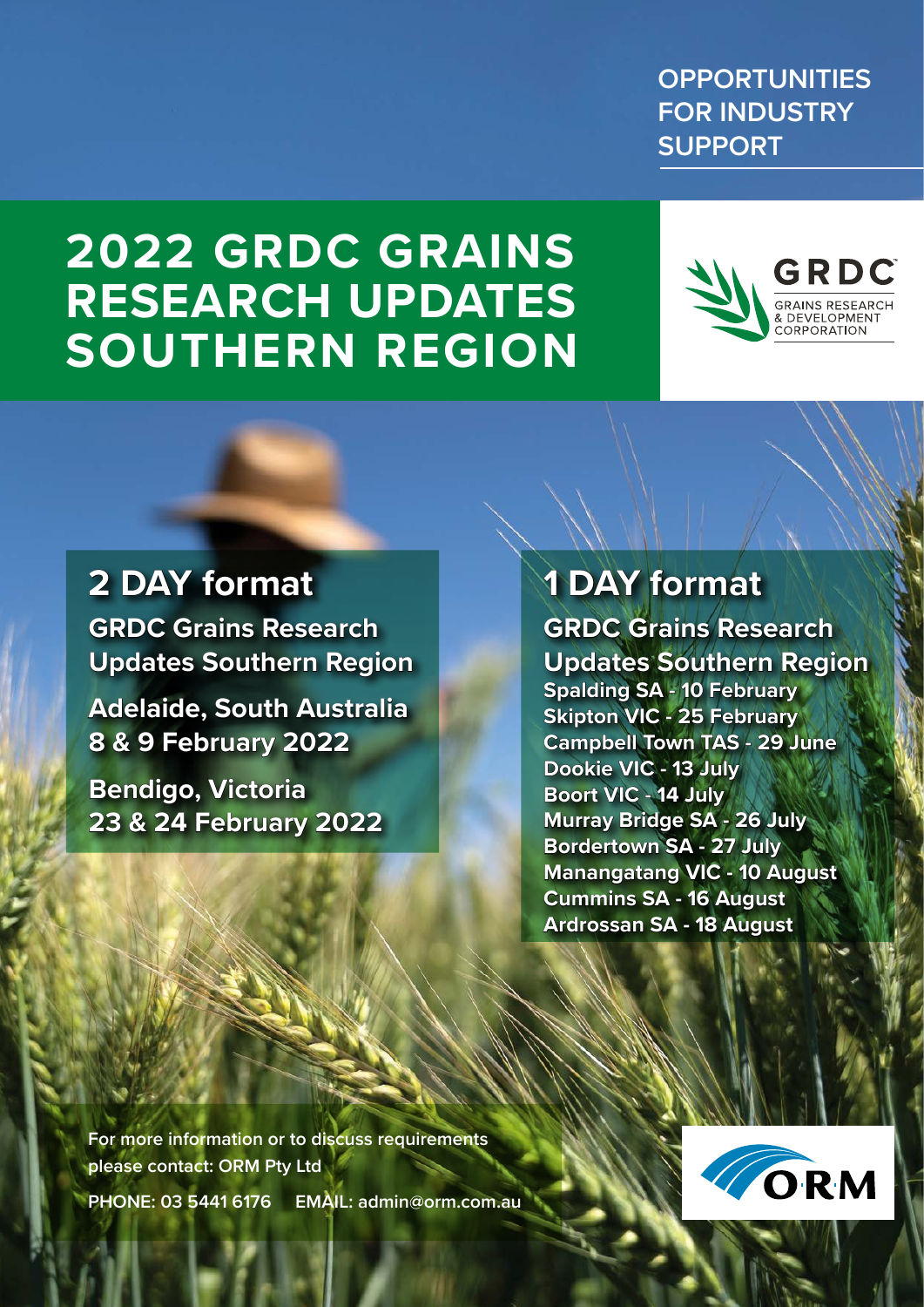OPPORTUNITIES FOR INDUSTRY SUPPORT

# 2022 GRDC GRAINS RESEARCH UPDATES SOUTHERN REGION

GRDC GRAINS RESEARCH & DEVELOPMENT CORPORATION

## 2 DAY format

**GRDC Grains Research Updates Southern Region**

**Adelaide, South Australia**
**8 & 9 February 2022**

**Bendigo, Victoria**
**23 & 24 February 2022**

## 1 DAY format

**GRDC Grains Research Updates Southern Region**

- Spalding SA - 10 February
- Skipton VIC - 25 February
- Campbell Town TAS - 29 June
- Dookie VIC - 13 July
- Boort VIC - 14 July
- Murray Bridge SA - 26 July
- Bordertown SA - 27 July
- Manangatang VIC - 10 August
- Cummins SA - 16 August
- Ardrossan SA - 18 August

For more information or to discuss requirements please contact: ORM Pty Ltd

PHONE: 03 5441 6176 EMAIL: admin@orm.com.au

ORM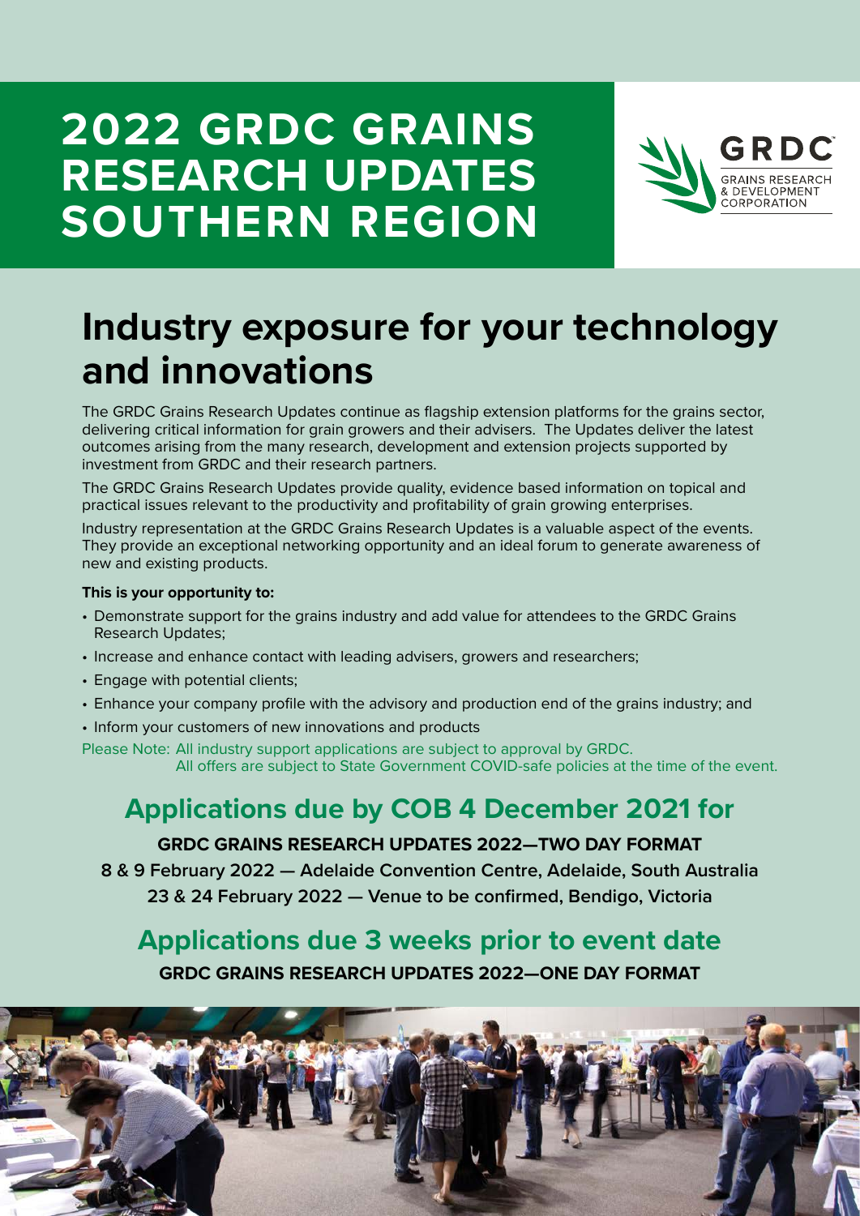# 2022 GRDC GRAINS RESEARCH UPDATES SOUTHERN REGION

GRDC GRAINS RESEARCH & DEVELOPMENT CORPORATION

## Industry exposure for your technology and innovations

The GRDC Grains Research Updates continue as flagship extension platforms for the grains sector, delivering critical information for grain growers and their advisers. The Updates deliver the latest outcomes arising from the many research, development and extension projects supported by investment from GRDC and their research partners.

The GRDC Grains Research Updates provide quality, evidence based information on topical and practical issues relevant to the productivity and profitability of grain growing enterprises.

Industry representation at the GRDC Grains Research Updates is a valuable aspect of the events. They provide an exceptional networking opportunity and an ideal forum to generate awareness of new and existing products.

**This is your opportunity to:**

- Demonstrate support for the grains industry and add value for attendees to the GRDC Grains Research Updates;
- Increase and enhance contact with leading advisers, growers and researchers;
- Engage with potential clients;
- Enhance your company profile with the advisory and production end of the grains industry; and
- Inform your customers of new innovations and products

Please Note: All industry support applications are subject to approval by GRDC.
All offers are subject to State Government COVID-safe policies at the time of the event.

## Applications due by COB 4 December 2021 for

**GRDC GRAINS RESEARCH UPDATES 2022—TWO DAY FORMAT**

**8 & 9 February 2022 — Adelaide Convention Centre, Adelaide, South Australia**

**23 & 24 February 2022 — Venue to be confirmed, Bendigo, Victoria**

## Applications due 3 weeks prior to event date

**GRDC GRAINS RESEARCH UPDATES 2022—ONE DAY FORMAT**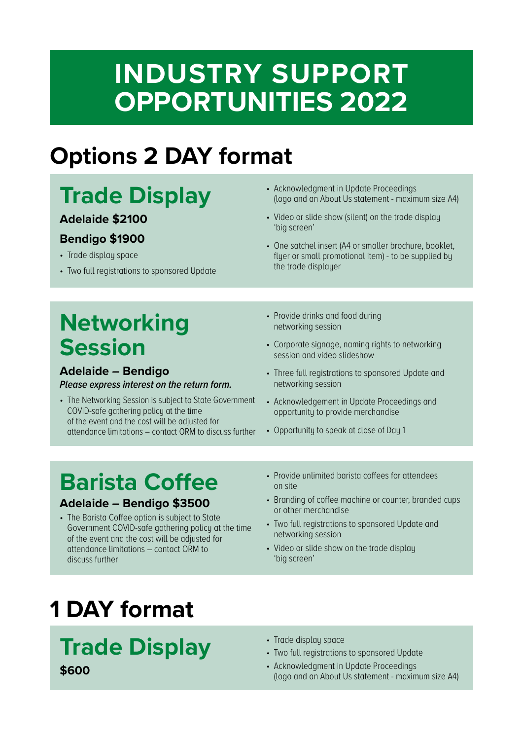# INDUSTRY SUPPORT OPPORTUNITIES 2022

## Options 2 DAY format

### Trade Display

**Adelaide $2100**

**Bendigo $1900**

- Trade display space
- Two full registrations to sponsored Update
- Acknowledgment in Update Proceedings (logo and an About Us statement - maximum size A4)
- Video or slide show (silent) on the trade display 'big screen'
- One satchel insert (A4 or smaller brochure, booklet, flyer or small promotional item) - to be supplied by the trade displayer

### Networking Session

**Adelaide – Bendigo**

***Please express interest on the return form.***

- The Networking Session is subject to State Government COVID-safe gathering policy at the time of the event and the cost will be adjusted for attendance limitations – contact ORM to discuss further
- Provide drinks and food during networking session
- Corporate signage, naming rights to networking session and video slideshow
- Three full registrations to sponsored Update and networking session
- Acknowledgement in Update Proceedings and opportunity to provide merchandise
- Opportunity to speak at close of Day 1

### Barista Coffee

**Adelaide – Bendigo $3500**

- The Barista Coffee option is subject to State Government COVID-safe gathering policy at the time of the event and the cost will be adjusted for attendance limitations – contact ORM to discuss further
- Provide unlimited barista coffees for attendees on site
- Branding of coffee machine or counter, branded cups or other merchandise
- Two full registrations to sponsored Update and networking session
- Video or slide show on the trade display 'big screen'

## 1 DAY format

### Trade Display

**$600**

- Trade display space
- Two full registrations to sponsored Update
- Acknowledgment in Update Proceedings (logo and an About Us statement - maximum size A4)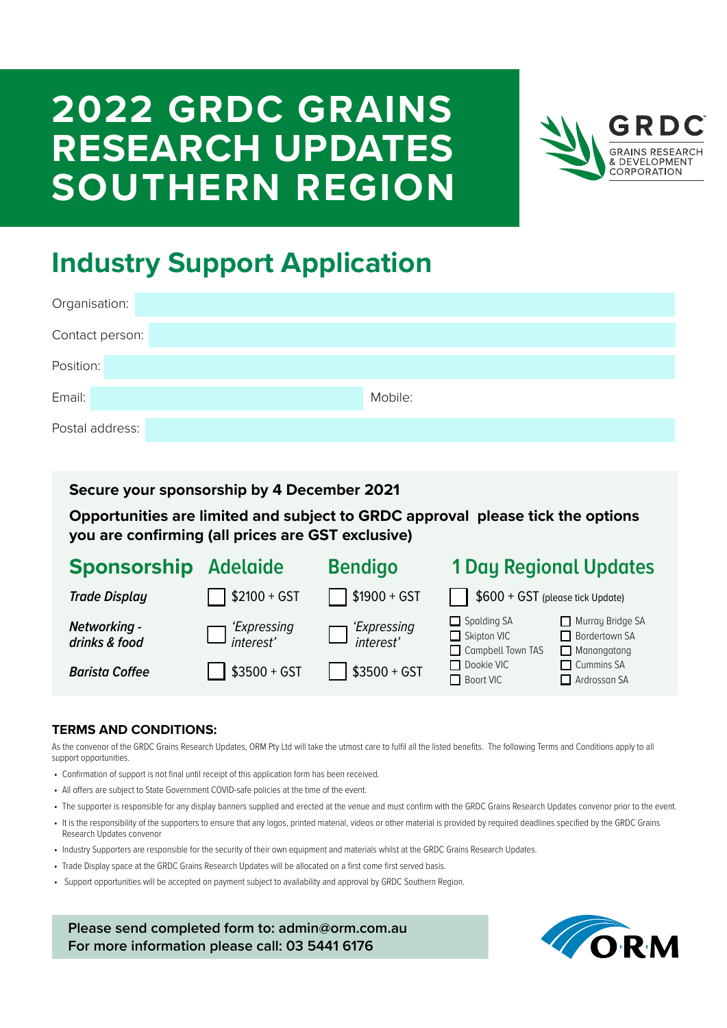# 2022 GRDC GRAINS RESEARCH UPDATES SOUTHERN REGION

GRDC
GRAINS RESEARCH & DEVELOPMENT CORPORATION

## Industry Support Application

Organisation:

Contact person:

Position:

Email: Mobile:

Postal address:

**Secure your sponsorship by 4 December 2021**

**Opportunities are limited and subject to GRDC approval please tick the options you are confirming (all prices are GST exclusive)**

| Sponsorship | Adelaide | Bendigo | 1 Day Regional Updates |
|---|---|---|---|
| *Trade Display* | ☐ $2100 + GST | ☐ $1900 + GST | ☐ $600 + GST (please tick Update) |
| *Networking - drinks & food* | ☐ 'Expressing interest' | ☐ 'Expressing interest' | ☐ Spalding SA ☐ Murray Bridge SA ☐ Skipton VIC ☐ Bordertown SA ☐ Campbell Town TAS ☐ Manangatang |
| *Barista Coffee* | ☐ $3500 + GST | ☐ $3500 + GST | ☐ Dookie VIC ☐ Cummins SA ☐ Boort VIC ☐ Ardrossan SA |

### TERMS AND CONDITIONS:

As the convenor of the GRDC Grains Research Updates, ORM Pty Ltd will take the utmost care to fulfil all the listed benefits. The following Terms and Conditions apply to all support opportunities.

- Confirmation of support is not final until receipt of this application form has been received.
- All offers are subject to State Government COVID-safe policies at the time of the event.
- The supporter is responsible for any display banners supplied and erected at the venue and must confirm with the GRDC Grains Research Updates convenor prior to the event.
- It is the responsibility of the supporters to ensure that any logos, printed material, videos or other material is provided by required deadlines specified by the GRDC Grains Research Updates convenor
- Industry Supporters are responsible for the security of their own equipment and materials whilst at the GRDC Grains Research Updates.
- Trade Display space at the GRDC Grains Research Updates will be allocated on a first come first served basis.
- Support opportunities will be accepted on payment subject to availability and approval by GRDC Southern Region.

**Please send completed form to: admin@orm.com.au**
**For more information please call: 03 5441 6176**

ORM